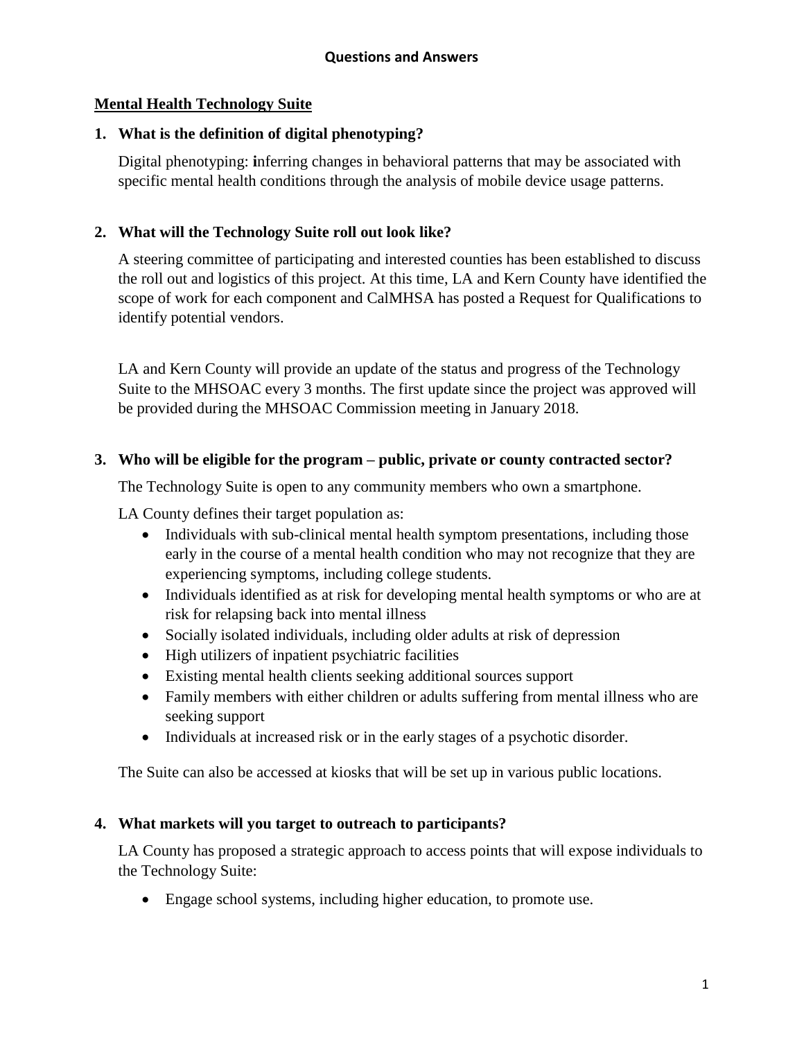# Questions and Answers

## Mental Health Technology Suite

**1. What is the definition of digital phenotyping?**

Digital phenotyping: **i**nferring changes in behavioral patterns that may be associated with specific mental health conditions through the analysis of mobile device usage patterns.

**2. What will the Technology Suite roll out look like?**

A steering committee of participating and interested counties has been established to discuss the roll out and logistics of this project. At this time, LA and Kern County have identified the scope of work for each component and CalMHSA has posted a Request for Qualifications to identify potential vendors.

LA and Kern County will provide an update of the status and progress of the Technology Suite to the MHSOAC every 3 months. The first update since the project was approved will be provided during the MHSOAC Commission meeting in January 2018.

**3. Who will be eligible for the program – public, private or county contracted sector?**

The Technology Suite is open to any community members who own a smartphone.

LA County defines their target population as:

- Individuals with sub-clinical mental health symptom presentations, including those early in the course of a mental health condition who may not recognize that they are experiencing symptoms, including college students.
- Individuals identified as at risk for developing mental health symptoms or who are at risk for relapsing back into mental illness
- Socially isolated individuals, including older adults at risk of depression
- High utilizers of inpatient psychiatric facilities
- Existing mental health clients seeking additional sources support
- Family members with either children or adults suffering from mental illness who are seeking support
- Individuals at increased risk or in the early stages of a psychotic disorder.

The Suite can also be accessed at kiosks that will be set up in various public locations.

**4. What markets will you target to outreach to participants?**

LA County has proposed a strategic approach to access points that will expose individuals to the Technology Suite:

- Engage school systems, including higher education, to promote use.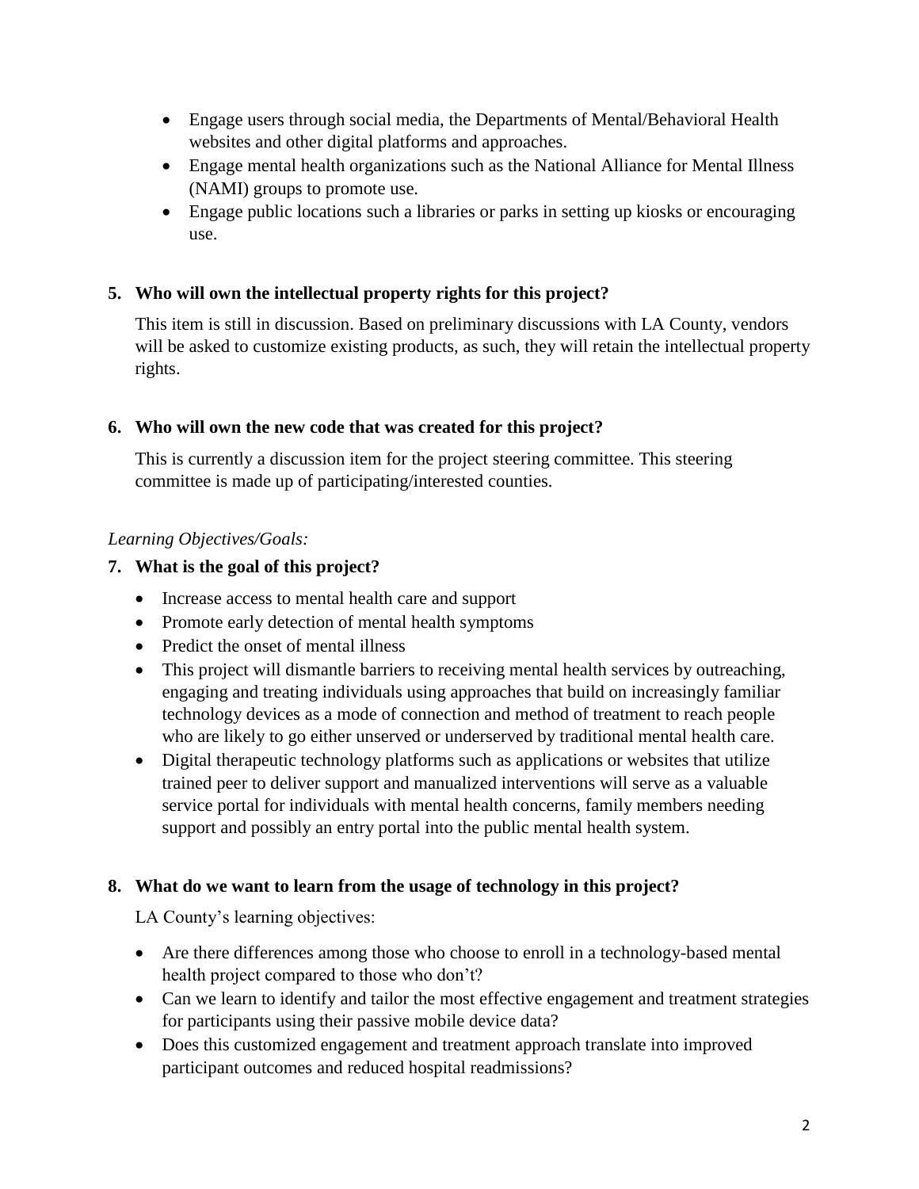- Engage users through social media, the Departments of Mental/Behavioral Health websites and other digital platforms and approaches.
- Engage mental health organizations such as the National Alliance for Mental Illness (NAMI) groups to promote use.
- Engage public locations such a libraries or parks in setting up kiosks or encouraging use.

**5. Who will own the intellectual property rights for this project?**

This item is still in discussion. Based on preliminary discussions with LA County, vendors will be asked to customize existing products, as such, they will retain the intellectual property rights.

**6. Who will own the new code that was created for this project?**

This is currently a discussion item for the project steering committee. This steering committee is made up of participating/interested counties.

*Learning Objectives/Goals:*

**7. What is the goal of this project?**

- Increase access to mental health care and support
- Promote early detection of mental health symptoms
- Predict the onset of mental illness
- This project will dismantle barriers to receiving mental health services by outreaching, engaging and treating individuals using approaches that build on increasingly familiar technology devices as a mode of connection and method of treatment to reach people who are likely to go either unserved or underserved by traditional mental health care.
- Digital therapeutic technology platforms such as applications or websites that utilize trained peer to deliver support and manualized interventions will serve as a valuable service portal for individuals with mental health concerns, family members needing support and possibly an entry portal into the public mental health system.

**8. What do we want to learn from the usage of technology in this project?**

LA County's learning objectives:

- Are there differences among those who choose to enroll in a technology-based mental health project compared to those who don't?
- Can we learn to identify and tailor the most effective engagement and treatment strategies for participants using their passive mobile device data?
- Does this customized engagement and treatment approach translate into improved participant outcomes and reduced hospital readmissions?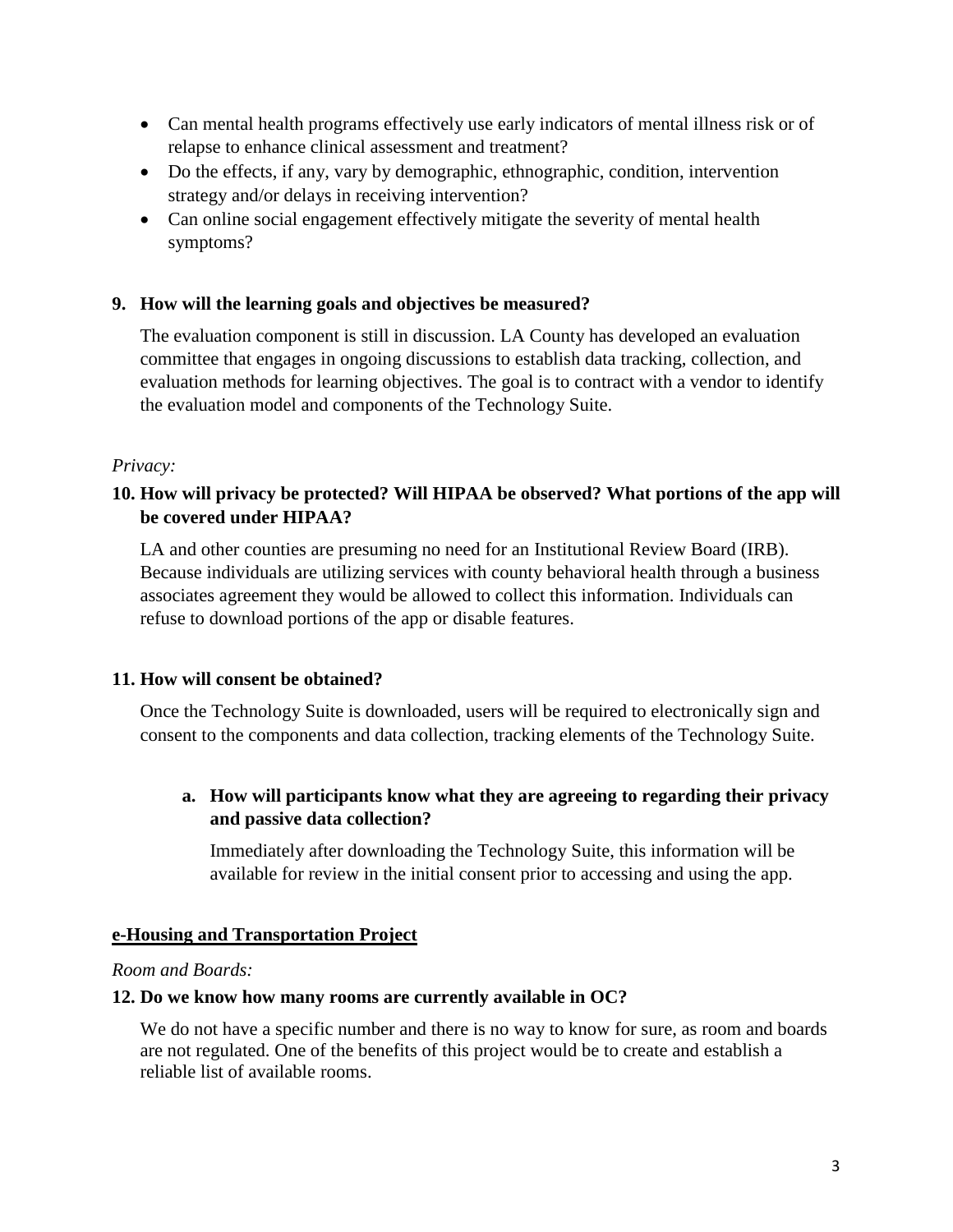- Can mental health programs effectively use early indicators of mental illness risk or of relapse to enhance clinical assessment and treatment?
- Do the effects, if any, vary by demographic, ethnographic, condition, intervention strategy and/or delays in receiving intervention?
- Can online social engagement effectively mitigate the severity of mental health symptoms?

**9. How will the learning goals and objectives be measured?**

The evaluation component is still in discussion. LA County has developed an evaluation committee that engages in ongoing discussions to establish data tracking, collection, and evaluation methods for learning objectives. The goal is to contract with a vendor to identify the evaluation model and components of the Technology Suite.

*Privacy:*

**10. How will privacy be protected? Will HIPAA be observed? What portions of the app will be covered under HIPAA?**

LA and other counties are presuming no need for an Institutional Review Board (IRB). Because individuals are utilizing services with county behavioral health through a business associates agreement they would be allowed to collect this information. Individuals can refuse to download portions of the app or disable features.

**11. How will consent be obtained?**

Once the Technology Suite is downloaded, users will be required to electronically sign and consent to the components and data collection, tracking elements of the Technology Suite.

**a. How will participants know what they are agreeing to regarding their privacy and passive data collection?**

Immediately after downloading the Technology Suite, this information will be available for review in the initial consent prior to accessing and using the app.

**e-Housing and Transportation Project**

*Room and Boards:*

**12. Do we know how many rooms are currently available in OC?**

We do not have a specific number and there is no way to know for sure, as room and boards are not regulated. One of the benefits of this project would be to create and establish a reliable list of available rooms.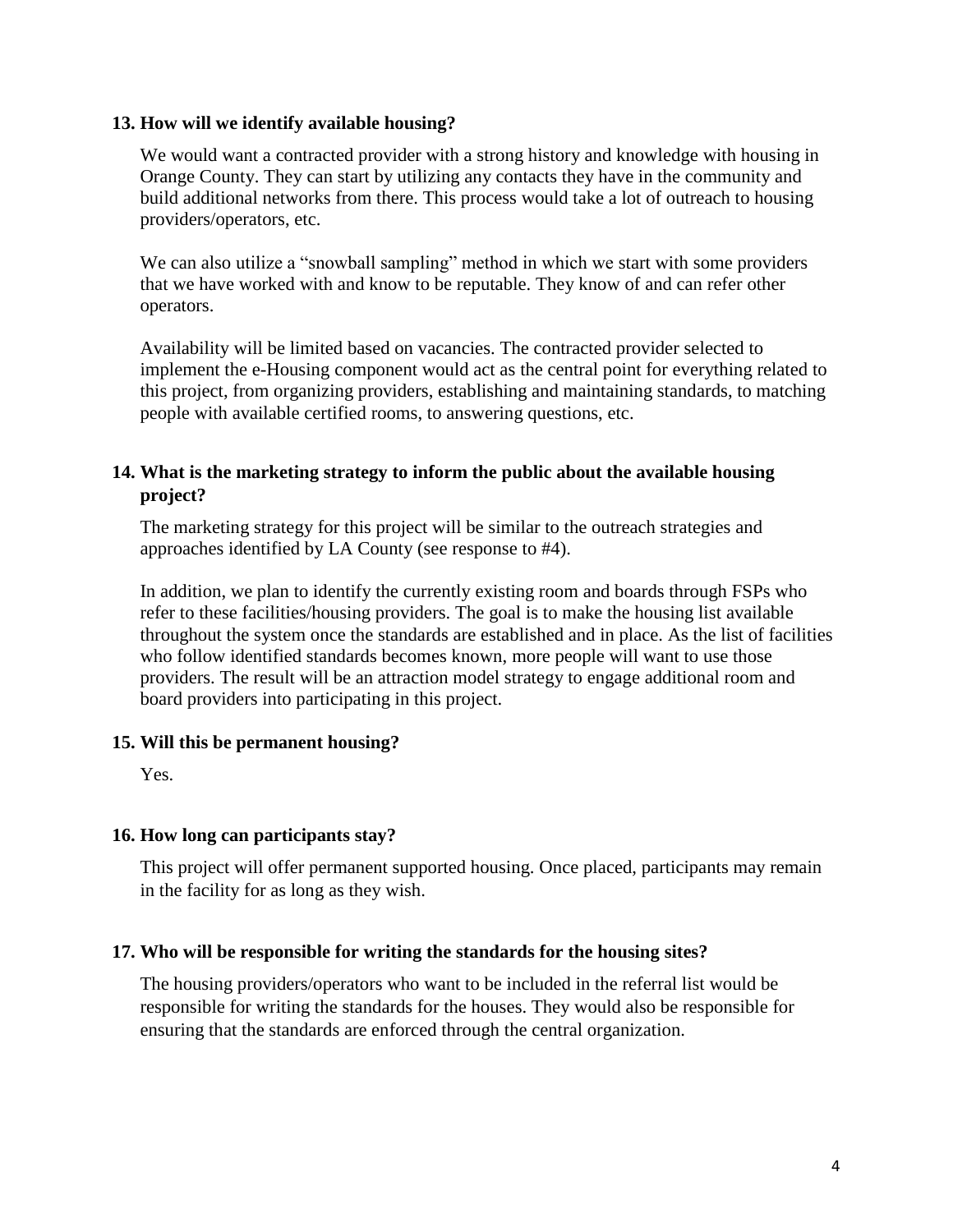**13. How will we identify available housing?**

We would want a contracted provider with a strong history and knowledge with housing in Orange County. They can start by utilizing any contacts they have in the community and build additional networks from there. This process would take a lot of outreach to housing providers/operators, etc.

We can also utilize a "snowball sampling" method in which we start with some providers that we have worked with and know to be reputable. They know of and can refer other operators.

Availability will be limited based on vacancies. The contracted provider selected to implement the e-Housing component would act as the central point for everything related to this project, from organizing providers, establishing and maintaining standards, to matching people with available certified rooms, to answering questions, etc.

**14. What is the marketing strategy to inform the public about the available housing project?**

The marketing strategy for this project will be similar to the outreach strategies and approaches identified by LA County (see response to #4).

In addition, we plan to identify the currently existing room and boards through FSPs who refer to these facilities/housing providers. The goal is to make the housing list available throughout the system once the standards are established and in place. As the list of facilities who follow identified standards becomes known, more people will want to use those providers. The result will be an attraction model strategy to engage additional room and board providers into participating in this project.

**15. Will this be permanent housing?**

Yes.

**16. How long can participants stay?**

This project will offer permanent supported housing. Once placed, participants may remain in the facility for as long as they wish.

**17. Who will be responsible for writing the standards for the housing sites?**

The housing providers/operators who want to be included in the referral list would be responsible for writing the standards for the houses. They would also be responsible for ensuring that the standards are enforced through the central organization.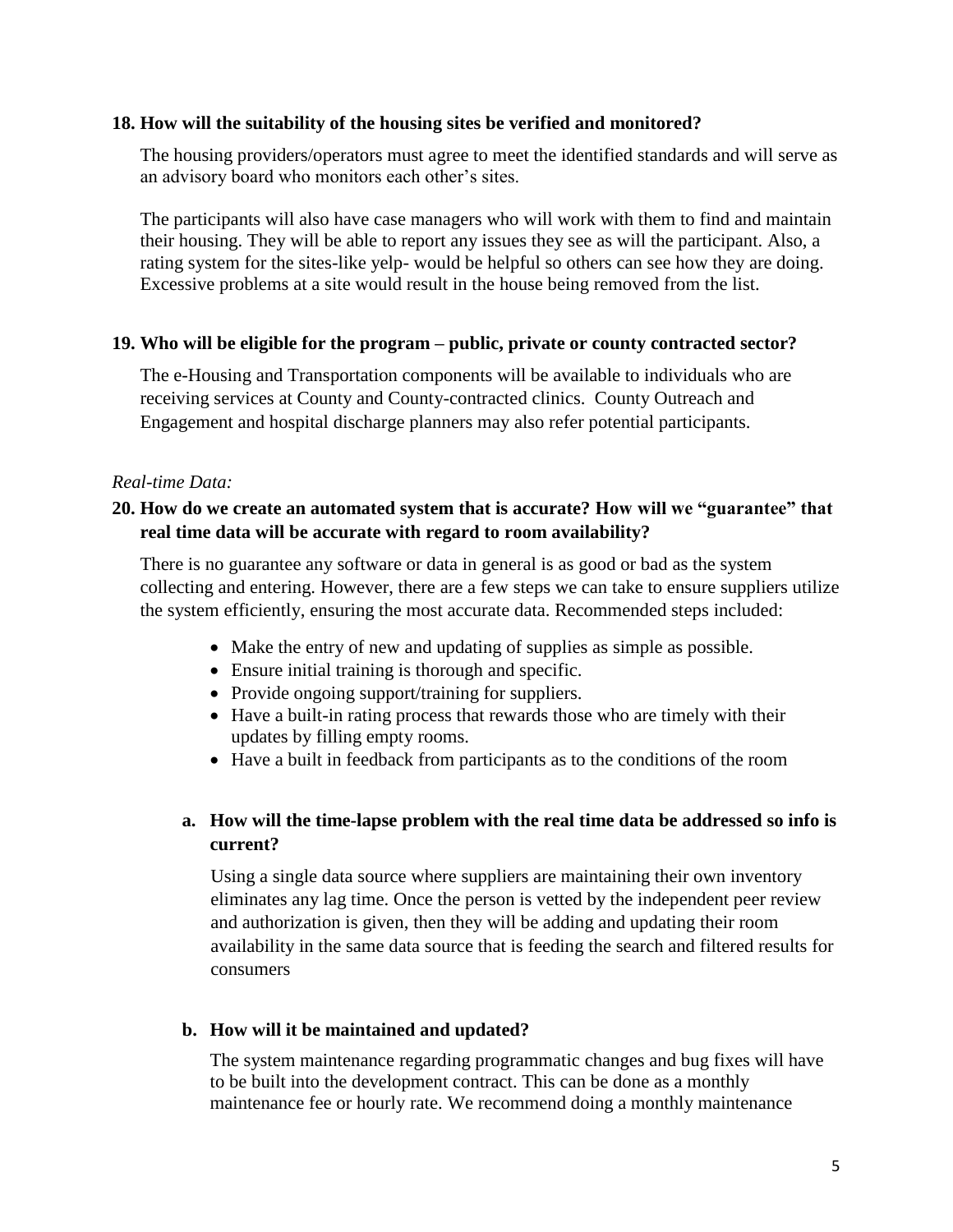**18. How will the suitability of the housing sites be verified and monitored?**

The housing providers/operators must agree to meet the identified standards and will serve as an advisory board who monitors each other's sites.

The participants will also have case managers who will work with them to find and maintain their housing. They will be able to report any issues they see as will the participant. Also, a rating system for the sites-like yelp- would be helpful so others can see how they are doing. Excessive problems at a site would result in the house being removed from the list.

**19. Who will be eligible for the program – public, private or county contracted sector?**

The e-Housing and Transportation components will be available to individuals who are receiving services at County and County-contracted clinics. County Outreach and Engagement and hospital discharge planners may also refer potential participants.

*Real-time Data:*

**20. How do we create an automated system that is accurate? How will we "guarantee" that real time data will be accurate with regard to room availability?**

There is no guarantee any software or data in general is as good or bad as the system collecting and entering. However, there are a few steps we can take to ensure suppliers utilize the system efficiently, ensuring the most accurate data. Recommended steps included:

- Make the entry of new and updating of supplies as simple as possible.
- Ensure initial training is thorough and specific.
- Provide ongoing support/training for suppliers.
- Have a built-in rating process that rewards those who are timely with their updates by filling empty rooms.
- Have a built in feedback from participants as to the conditions of the room

**a. How will the time-lapse problem with the real time data be addressed so info is current?**

Using a single data source where suppliers are maintaining their own inventory eliminates any lag time. Once the person is vetted by the independent peer review and authorization is given, then they will be adding and updating their room availability in the same data source that is feeding the search and filtered results for consumers

**b. How will it be maintained and updated?**

The system maintenance regarding programmatic changes and bug fixes will have to be built into the development contract. This can be done as a monthly maintenance fee or hourly rate. We recommend doing a monthly maintenance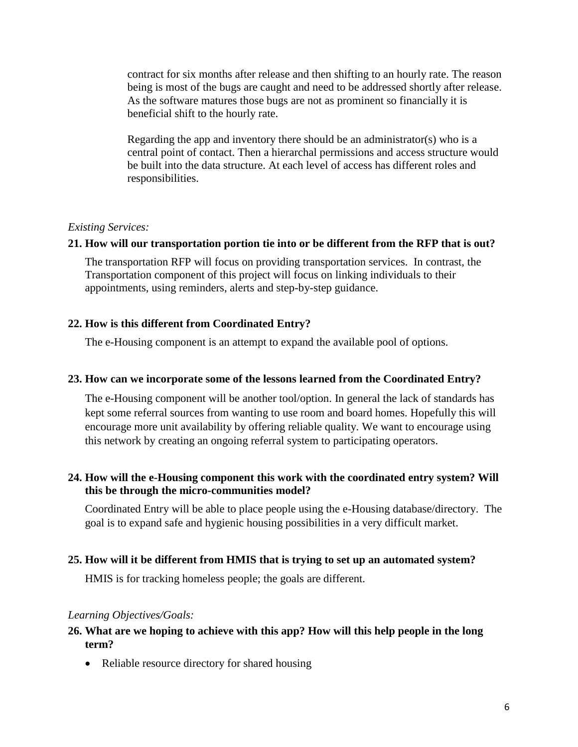contract for six months after release and then shifting to an hourly rate. The reason being is most of the bugs are caught and need to be addressed shortly after release. As the software matures those bugs are not as prominent so financially it is beneficial shift to the hourly rate.

Regarding the app and inventory there should be an administrator(s) who is a central point of contact. Then a hierarchal permissions and access structure would be built into the data structure. At each level of access has different roles and responsibilities.

*Existing Services:*

**21. How will our transportation portion tie into or be different from the RFP that is out?**

The transportation RFP will focus on providing transportation services. In contrast, the Transportation component of this project will focus on linking individuals to their appointments, using reminders, alerts and step-by-step guidance.

**22. How is this different from Coordinated Entry?**

The e-Housing component is an attempt to expand the available pool of options.

**23. How can we incorporate some of the lessons learned from the Coordinated Entry?**

The e-Housing component will be another tool/option. In general the lack of standards has kept some referral sources from wanting to use room and board homes. Hopefully this will encourage more unit availability by offering reliable quality. We want to encourage using this network by creating an ongoing referral system to participating operators.

**24. How will the e-Housing component this work with the coordinated entry system? Will this be through the micro-communities model?**

Coordinated Entry will be able to place people using the e-Housing database/directory. The goal is to expand safe and hygienic housing possibilities in a very difficult market.

**25. How will it be different from HMIS that is trying to set up an automated system?**

HMIS is for tracking homeless people; the goals are different.

*Learning Objectives/Goals:*

**26. What are we hoping to achieve with this app? How will this help people in the long term?**

- Reliable resource directory for shared housing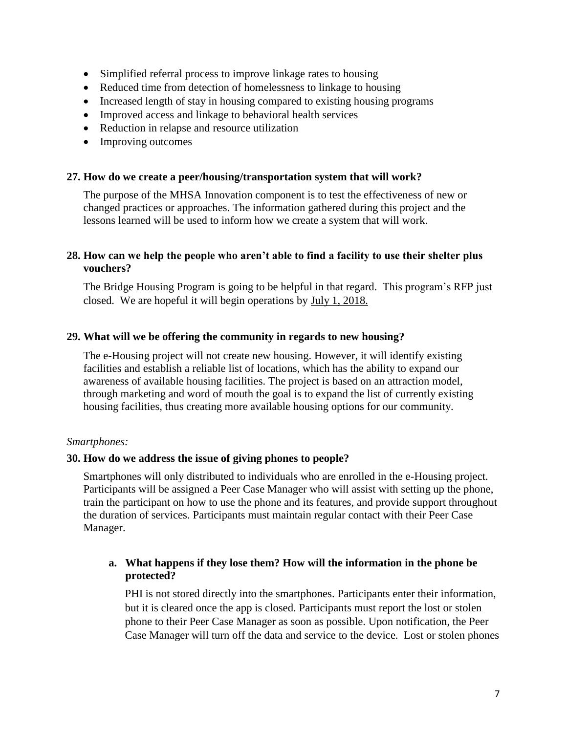- Simplified referral process to improve linkage rates to housing
- Reduced time from detection of homelessness to linkage to housing
- Increased length of stay in housing compared to existing housing programs
- Improved access and linkage to behavioral health services
- Reduction in relapse and resource utilization
- Improving outcomes

**27. How do we create a peer/housing/transportation system that will work?**

The purpose of the MHSA Innovation component is to test the effectiveness of new or changed practices or approaches. The information gathered during this project and the lessons learned will be used to inform how we create a system that will work.

**28. How can we help the people who aren't able to find a facility to use their shelter plus vouchers?**

The Bridge Housing Program is going to be helpful in that regard. This program's RFP just closed. We are hopeful it will begin operations by July 1, 2018.

**29. What will we be offering the community in regards to new housing?**

The e-Housing project will not create new housing. However, it will identify existing facilities and establish a reliable list of locations, which has the ability to expand our awareness of available housing facilities. The project is based on an attraction model, through marketing and word of mouth the goal is to expand the list of currently existing housing facilities, thus creating more available housing options for our community.

*Smartphones:*

**30. How do we address the issue of giving phones to people?**

Smartphones will only distributed to individuals who are enrolled in the e-Housing project. Participants will be assigned a Peer Case Manager who will assist with setting up the phone, train the participant on how to use the phone and its features, and provide support throughout the duration of services. Participants must maintain regular contact with their Peer Case Manager.

**a. What happens if they lose them? How will the information in the phone be protected?**

PHI is not stored directly into the smartphones. Participants enter their information, but it is cleared once the app is closed. Participants must report the lost or stolen phone to their Peer Case Manager as soon as possible. Upon notification, the Peer Case Manager will turn off the data and service to the device. Lost or stolen phones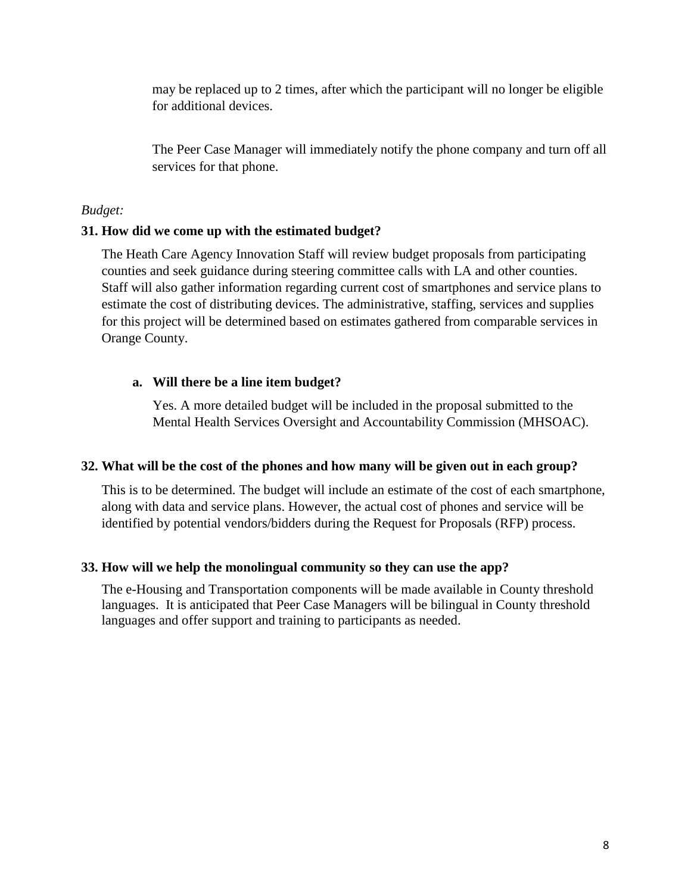may be replaced up to 2 times, after which the participant will no longer be eligible for additional devices.

The Peer Case Manager will immediately notify the phone company and turn off all services for that phone.

*Budget:*

**31. How did we come up with the estimated budget?**

The Heath Care Agency Innovation Staff will review budget proposals from participating counties and seek guidance during steering committee calls with LA and other counties. Staff will also gather information regarding current cost of smartphones and service plans to estimate the cost of distributing devices. The administrative, staffing, services and supplies for this project will be determined based on estimates gathered from comparable services in Orange County.

**a. Will there be a line item budget?**

Yes. A more detailed budget will be included in the proposal submitted to the Mental Health Services Oversight and Accountability Commission (MHSOAC).

**32. What will be the cost of the phones and how many will be given out in each group?**

This is to be determined. The budget will include an estimate of the cost of each smartphone, along with data and service plans. However, the actual cost of phones and service will be identified by potential vendors/bidders during the Request for Proposals (RFP) process.

**33. How will we help the monolingual community so they can use the app?**

The e-Housing and Transportation components will be made available in County threshold languages. It is anticipated that Peer Case Managers will be bilingual in County threshold languages and offer support and training to participants as needed.